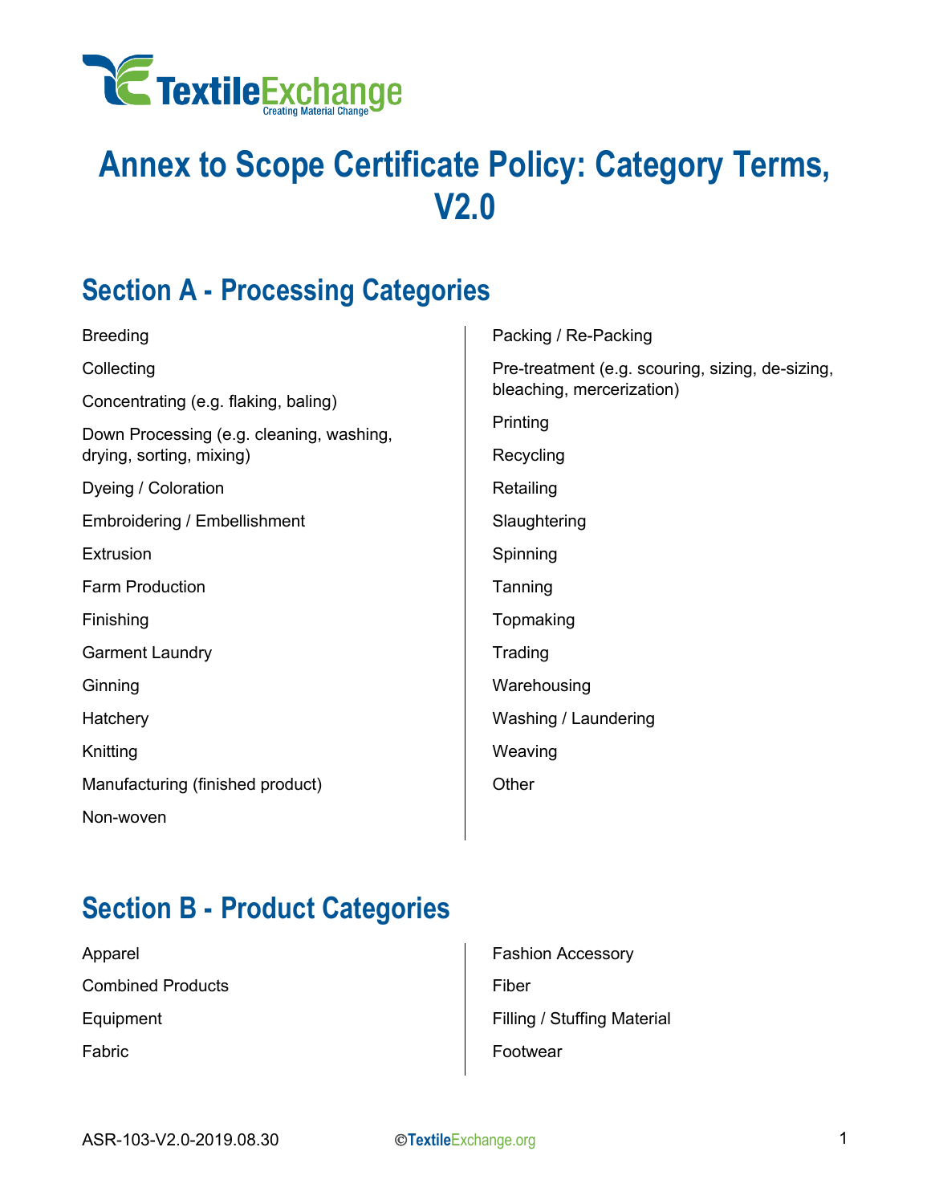# Annex to Scope Certificate Policy: Category Terms, V2.0

## Section A - Processing Categories

Breeding

Collecting

Concentrating (e.g. flaking, baling)

Down Processing (e.g. cleaning, washing, drying, sorting, mixing)

Dyeing / Coloration

Embroidering / Embellishment

Extrusion

Farm Production

Finishing

Garment Laundry

Ginning

Hatchery

Knitting

Manufacturing (finished product)

Non-woven

Packing / Re-Packing

Pre-treatment (e.g. scouring, sizing, de-sizing, bleaching, mercerization)

Printing

Recycling

Retailing

Slaughtering

Spinning

Tanning

Topmaking

Trading

Warehousing

Washing / Laundering

Weaving

Other

## Section B - Product Categories

Apparel

Combined Products

Equipment

Fabric

Fashion Accessory

Fiber

Filling / Stuffing Material

Footwear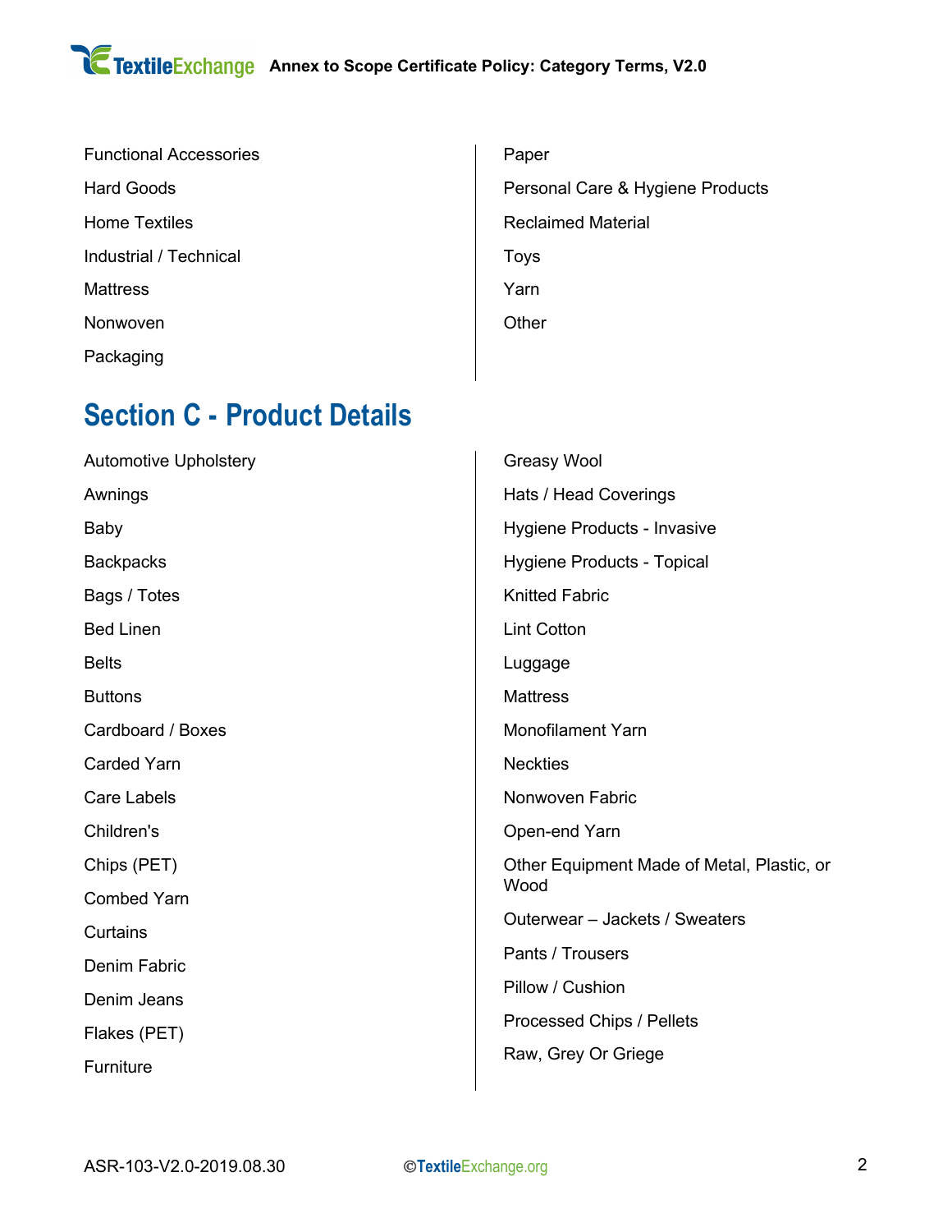Functional Accessories

Hard Goods

Home Textiles

Industrial / Technical

Mattress

Nonwoven

Packaging

Paper

Personal Care & Hygiene Products

Reclaimed Material

Toys

Yarn

Other

## Section C - Product Details

Automotive Upholstery

Awnings

Baby

Backpacks

Bags / Totes

Bed Linen

Belts

Buttons

Cardboard / Boxes

Carded Yarn

Care Labels

Children's

Chips (PET)

Combed Yarn

Curtains

Denim Fabric

Denim Jeans

Flakes (PET)

Furniture

Greasy Wool

Hats / Head Coverings

Hygiene Products - Invasive

Hygiene Products - Topical

Knitted Fabric

Lint Cotton

Luggage

Mattress

Monofilament Yarn

Neckties

Nonwoven Fabric

Open-end Yarn

Other Equipment Made of Metal, Plastic, or Wood

Outerwear – Jackets / Sweaters

Pants / Trousers

Pillow / Cushion

Processed Chips / Pellets

Raw, Grey Or Griege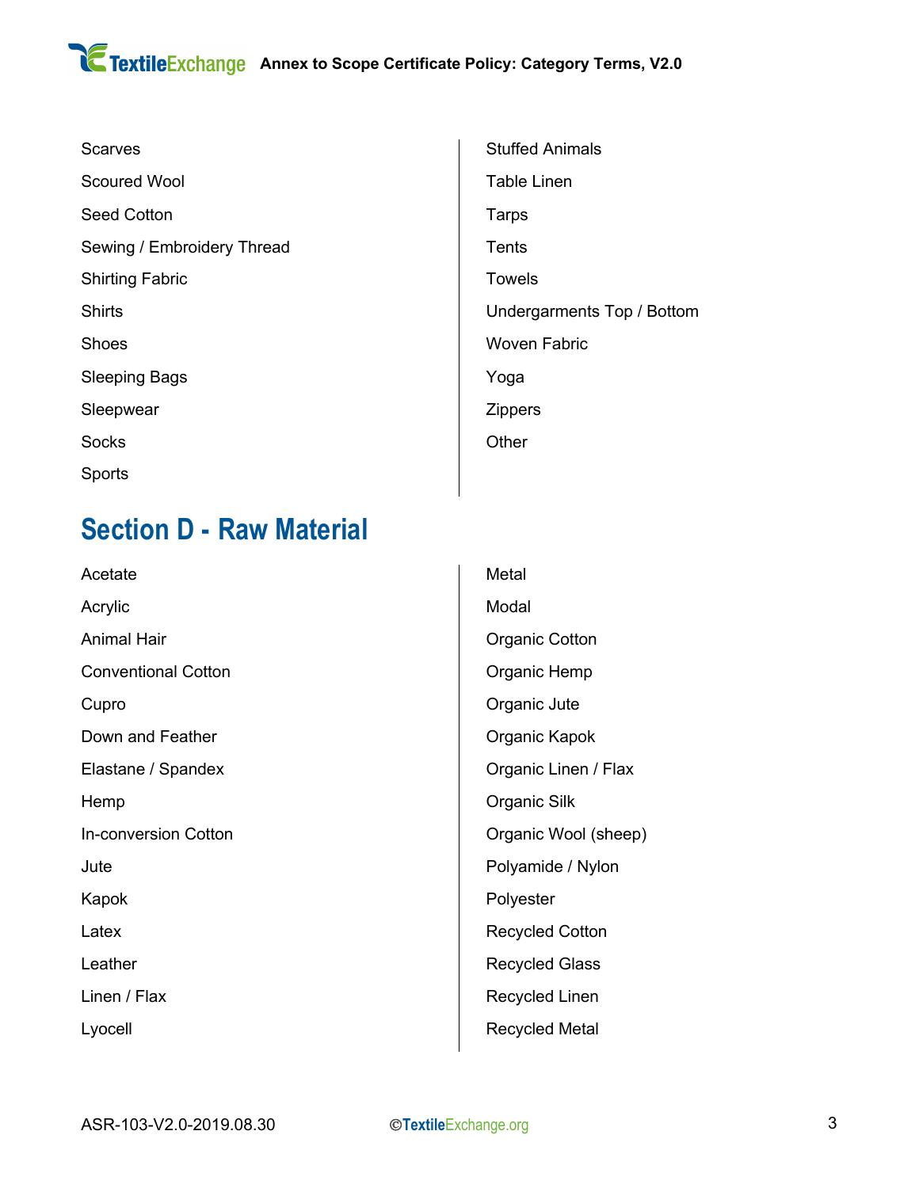Scarves

Scoured Wool

Seed Cotton

Sewing / Embroidery Thread

Shirting Fabric

Shirts

Shoes

Sleeping Bags

Sleepwear

Socks

Sports

Stuffed Animals

Table Linen

Tarps

Tents

Towels

Undergarments Top / Bottom

Woven Fabric

Yoga

Zippers

Other

## Section D - Raw Material

Acetate

Acrylic

Animal Hair

Conventional Cotton

Cupro

Down and Feather

Elastane / Spandex

Hemp

In-conversion Cotton

Jute

Kapok

Latex

Leather

Linen / Flax

Lyocell

Metal

Modal

Organic Cotton

Organic Hemp

Organic Jute

Organic Kapok

Organic Linen / Flax

Organic Silk

Organic Wool (sheep)

Polyamide / Nylon

Polyester

Recycled Cotton

Recycled Glass

Recycled Linen

Recycled Metal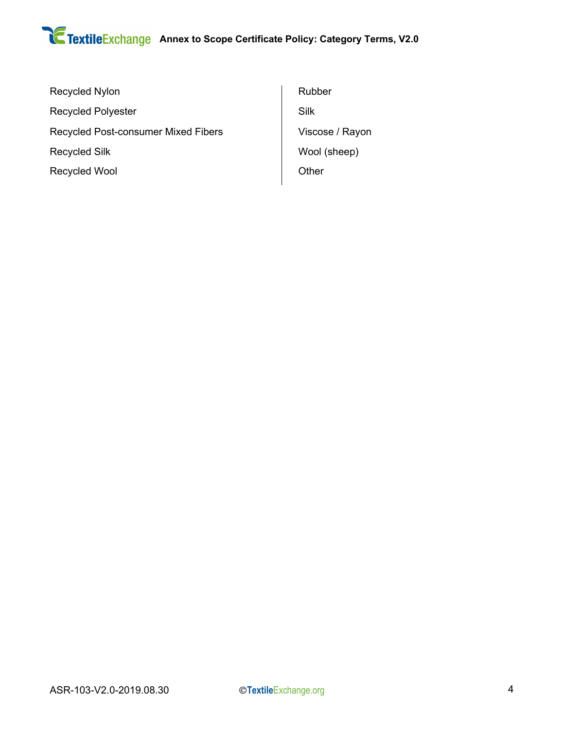Recycled Nylon

Recycled Polyester

Recycled Post-consumer Mixed Fibers

Recycled Silk

Recycled Wool

Rubber

Silk

Viscose / Rayon

Wool (sheep)

Other